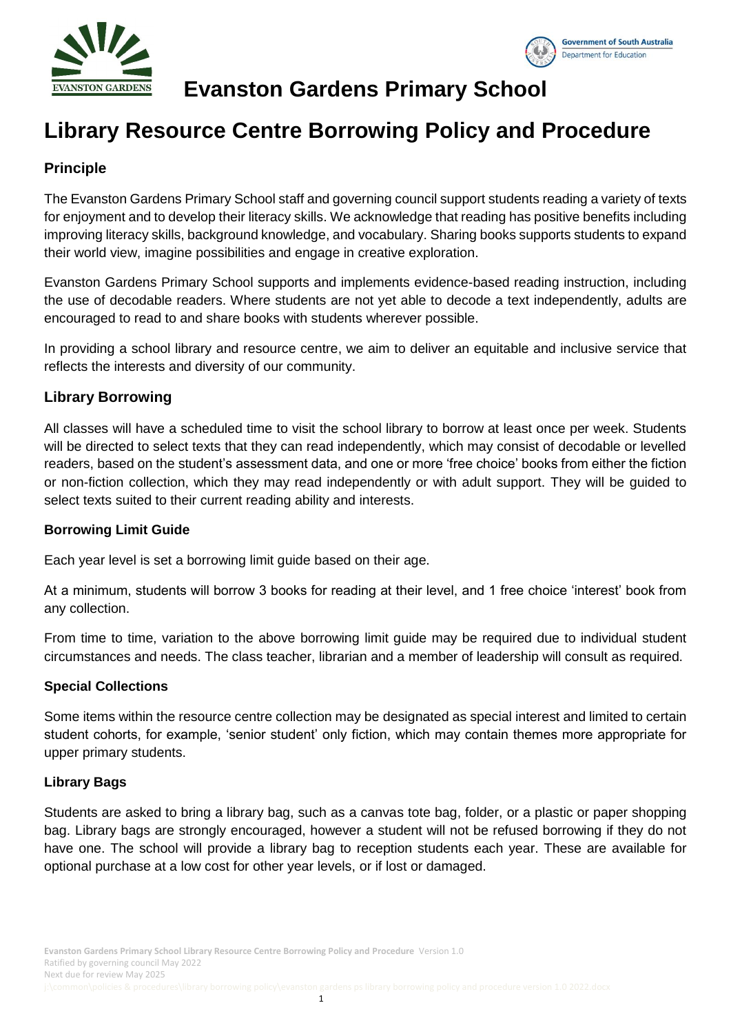# Evanston Gardens Primary School

# Library Resource Centre Borrowing Policy and Procedure

## Principle

The Evanston Gardens Primary School staff and governing council support students reading a variety of texts for enjoyment and to develop their literacy skills. We acknowledge that reading has positive benefits including improving literacy skills, background knowledge, and vocabulary. Sharing books supports students to expand their world view, imagine possibilities and engage in creative exploration.

Evanston Gardens Primary School supports and implements evidence-based reading instruction, including the use of decodable readers. Where students are not yet able to decode a text independently, adults are encouraged to read to and share books with students wherever possible.

In providing a school library and resource centre, we aim to deliver an equitable and inclusive service that reflects the interests and diversity of our community.

## Library Borrowing

All classes will have a scheduled time to visit the school library to borrow at least once per week. Students will be directed to select texts that they can read independently, which may consist of decodable or levelled readers, based on the student's assessment data, and one or more 'free choice' books from either the fiction or non-fiction collection, which they may read independently or with adult support. They will be guided to select texts suited to their current reading ability and interests.

### Borrowing Limit Guide

Each year level is set a borrowing limit guide based on their age.

At a minimum, students will borrow 3 books for reading at their level, and 1 free choice 'interest' book from any collection.

From time to time, variation to the above borrowing limit guide may be required due to individual student circumstances and needs. The class teacher, librarian and a member of leadership will consult as required.

### Special Collections

Some items within the resource centre collection may be designated as special interest and limited to certain student cohorts, for example, 'senior student' only fiction, which may contain themes more appropriate for upper primary students.

### Library Bags

Students are asked to bring a library bag, such as a canvas tote bag, folder, or a plastic or paper shopping bag. Library bags are strongly encouraged, however a student will not be refused borrowing if they do not have one. The school will provide a library bag to reception students each year. These are available for optional purchase at a low cost for other year levels, or if lost or damaged.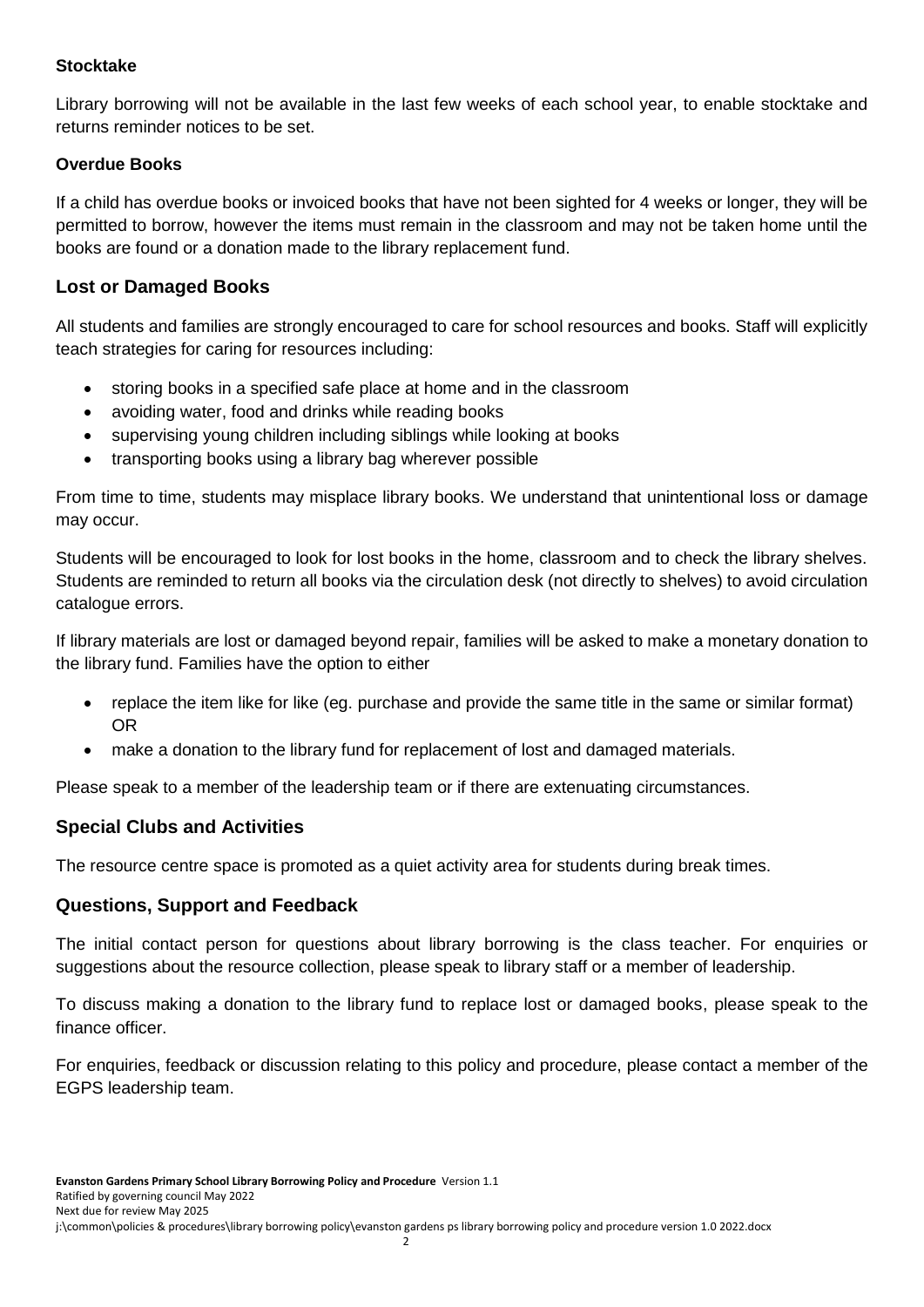### Stocktake

Library borrowing will not be available in the last few weeks of each school year, to enable stocktake and returns reminder notices to be set.

### Overdue Books

If a child has overdue books or invoiced books that have not been sighted for 4 weeks or longer, they will be permitted to borrow, however the items must remain in the classroom and may not be taken home until the books are found or a donation made to the library replacement fund.

## Lost or Damaged Books

All students and families are strongly encouraged to care for school resources and books. Staff will explicitly teach strategies for caring for resources including:

- storing books in a specified safe place at home and in the classroom
- avoiding water, food and drinks while reading books
- supervising young children including siblings while looking at books
- transporting books using a library bag wherever possible

From time to time, students may misplace library books. We understand that unintentional loss or damage may occur.

Students will be encouraged to look for lost books in the home, classroom and to check the library shelves. Students are reminded to return all books via the circulation desk (not directly to shelves) to avoid circulation catalogue errors.

If library materials are lost or damaged beyond repair, families will be asked to make a monetary donation to the library fund. Families have the option to either

- replace the item like for like (eg. purchase and provide the same title in the same or similar format) OR
- make a donation to the library fund for replacement of lost and damaged materials.

Please speak to a member of the leadership team or if there are extenuating circumstances.

## Special Clubs and Activities

The resource centre space is promoted as a quiet activity area for students during break times.

## Questions, Support and Feedback

The initial contact person for questions about library borrowing is the class teacher. For enquiries or suggestions about the resource collection, please speak to library staff or a member of leadership.

To discuss making a donation to the library fund to replace lost or damaged books, please speak to the finance officer.

For enquiries, feedback or discussion relating to this policy and procedure, please contact a member of the EGPS leadership team.